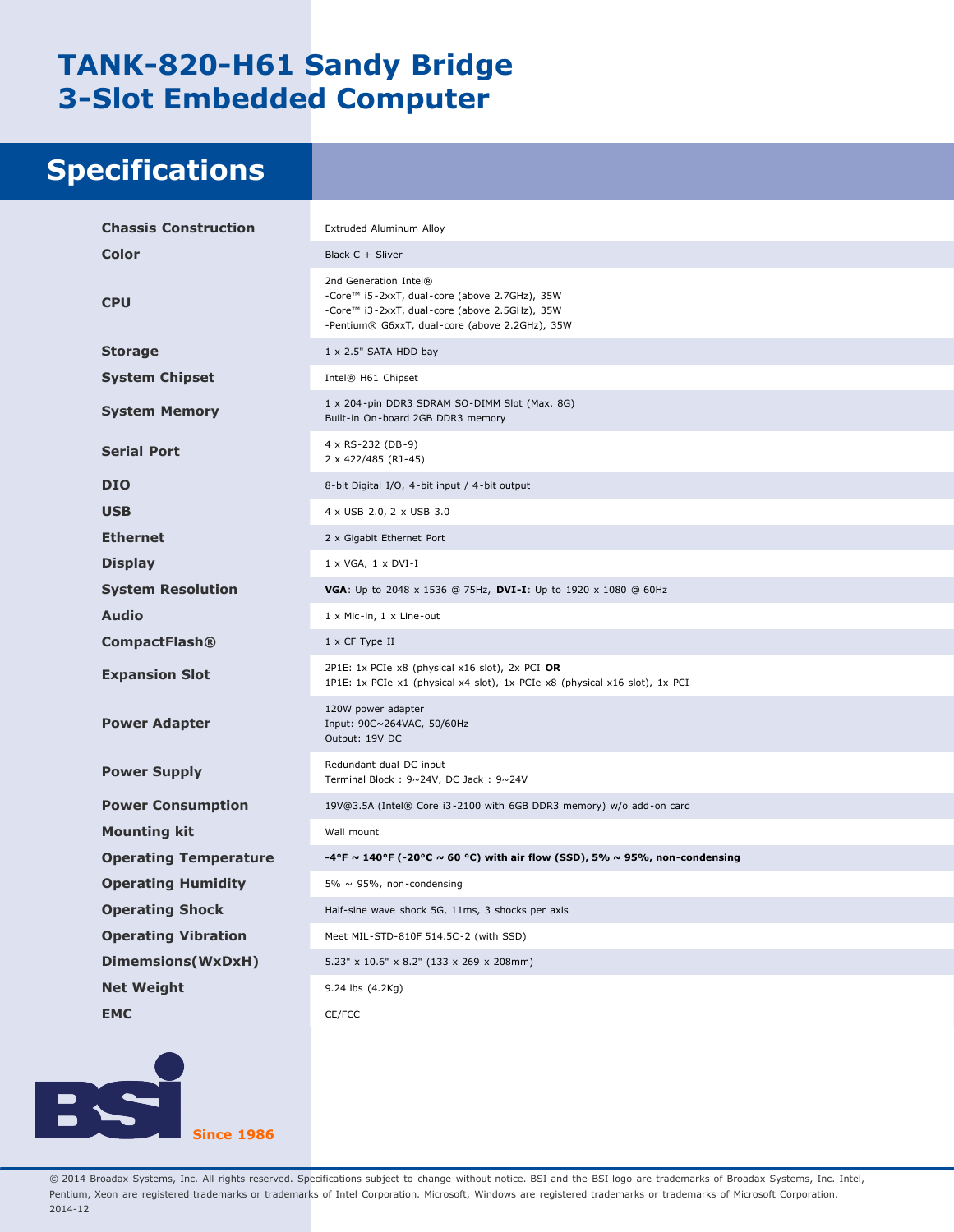# TANK-820-H61 Sandy Bridge 3-Slot Embedded Computer

## Specifications

| | |
|---|---|
| **Chassis Construction** | Extruded Aluminum Alloy |
| **Color** | Black C + Sliver |
| **CPU** | 2nd Generation Intel®<br>-Core™ i5-2xxT, dual-core (above 2.7GHz), 35W<br>-Core™ i3-2xxT, dual-core (above 2.5GHz), 35W<br>-Pentium® G6xxT, dual-core (above 2.2GHz), 35W |
| **Storage** | 1 x 2.5" SATA HDD bay |
| **System Chipset** | Intel® H61 Chipset |
| **System Memory** | 1 x 204-pin DDR3 SDRAM SO-DIMM Slot (Max. 8G)<br>Built-in On-board 2GB DDR3 memory |
| **Serial Port** | 4 x RS-232 (DB-9)<br>2 x 422/485 (RJ-45) |
| **DIO** | 8-bit Digital I/O, 4-bit input / 4-bit output |
| **USB** | 4 x USB 2.0, 2 x USB 3.0 |
| **Ethernet** | 2 x Gigabit Ethernet Port |
| **Display** | 1 x VGA, 1 x DVI-I |
| **System Resolution** | **VGA**: Up to 2048 x 1536 @ 75Hz, **DVI-I**: Up to 1920 x 1080 @ 60Hz |
| **Audio** | 1 x Mic-in, 1 x Line-out |
| **CompactFlash®** | 1 x CF Type II |
| **Expansion Slot** | 2P1E: 1x PCIe x8 (physical x16 slot), 2x PCI **OR**<br>1P1E: 1x PCIe x1 (physical x4 slot), 1x PCIe x8 (physical x16 slot), 1x PCI |
| **Power Adapter** | 120W power adapter<br>Input: 90C~264VAC, 50/60Hz<br>Output: 19V DC |
| **Power Supply** | Redundant dual DC input<br>Terminal Block : 9~24V, DC Jack : 9~24V |
| **Power Consumption** | 19V@3.5A (Intel® Core i3-2100 with 6GB DDR3 memory) w/o add-on card |
| **Mounting kit** | Wall mount |
| **Operating Temperature** | **-4°F ~ 140°F (-20°C ~ 60 °C) with air flow (SSD), 5% ~ 95%, non-condensing** |
| **Operating Humidity** | 5% ~ 95%, non-condensing |
| **Operating Shock** | Half-sine wave shock 5G, 11ms, 3 shocks per axis |
| **Operating Vibration** | Meet MIL-STD-810F 514.5C-2 (with SSD) |
| **Dimemsions(WxDxH)** | 5.23" x 10.6" x 8.2" (133 x 269 x 208mm) |
| **Net Weight** | 9.24 lbs (4.2Kg) |
| **EMC** | CE/FCC |

BSI Since 1986

© 2014 Broadax Systems, Inc. All rights reserved. Specifications subject to change without notice. BSI and the BSI logo are trademarks of Broadax Systems, Inc. Intel, Pentium, Xeon are registered trademarks or trademarks of Intel Corporation. Microsoft, Windows are registered trademarks or trademarks of Microsoft Corporation.
2014-12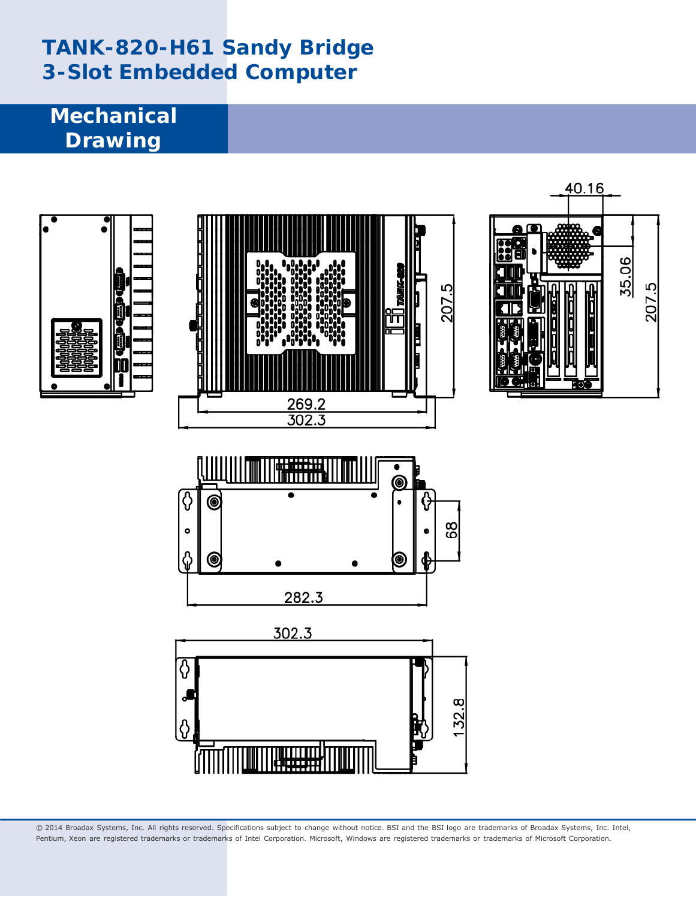# TANK-820-H61 Sandy Bridge 3-Slot Embedded Computer

## Mechanical Drawing

40.16

35.06

207.5

207.5

269.2

302.3

68

282.3

302.3

132.8

© 2014 Broadax Systems, Inc. All rights reserved. Specifications subject to change without notice. BSI and the BSI logo are trademarks of Broadax Systems, Inc. Intel, Pentium, Xeon are registered trademarks or trademarks of Intel Corporation. Microsoft, Windows are registered trademarks or trademarks of Microsoft Corporation.